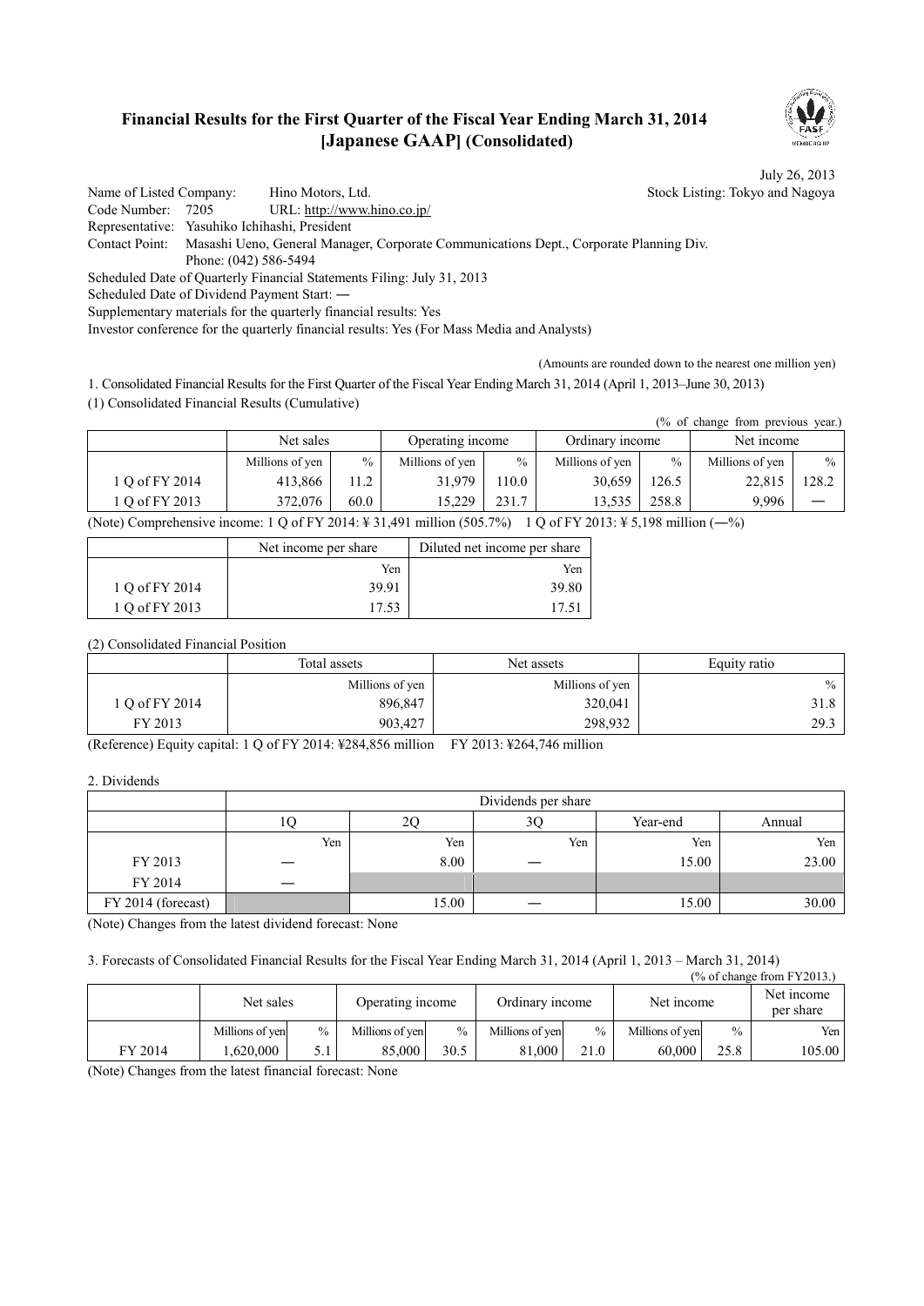# Financial Results for the First Quarter of the Fiscal Year Ending March 31, 2014 [Japanese GAAP] (Consolidated)

July 26, 2013

Name of Listed Company: Hino Motors, Ltd. Stock Listing: Tokyo and Nagoya

Code Number: 7205 URL: http://www.hino.co.jp/

Representative: Yasuhiko Ichihashi, President

Contact Point: Masashi Ueno, General Manager, Corporate Communications Dept., Corporate Planning Div.

Phone: (042) 586-5494

Scheduled Date of Quarterly Financial Statements Filing: July 31, 2013

Scheduled Date of Dividend Payment Start: ―

Supplementary materials for the quarterly financial results: Yes

Investor conference for the quarterly financial results: Yes (For Mass Media and Analysts)

(Amounts are rounded down to the nearest one million yen)

1. Consolidated Financial Results for the First Quarter of the Fiscal Year Ending March 31, 2014 (April 1, 2013–June 30, 2013)

(1) Consolidated Financial Results (Cumulative)

(% of change from previous year.)

| | Net sales | | Operating income | | Ordinary income | | Net income | |
|---|---|---|---|---|---|---|---|---|
| | Millions of yen | % | Millions of yen | % | Millions of yen | % | Millions of yen | % |
| 1 Q of FY 2014 | 413,866 | 11.2 | 31,979 | 110.0 | 30,659 | 126.5 | 22,815 | 128.2 |
| 1 Q of FY 2013 | 372,076 | 60.0 | 15,229 | 231.7 | 13,535 | 258.8 | 9,996 | ― |

(Note) Comprehensive income: 1 Q of FY 2014: ¥ 31,491 million (505.7%) 1 Q of FY 2013: ¥ 5,198 million (―%)

| | Net income per share | Diluted net income per share |
|---|---|---|
| | Yen | Yen |
| 1 Q of FY 2014 | 39.91 | 39.80 |
| 1 Q of FY 2013 | 17.53 | 17.51 |

(2) Consolidated Financial Position

| | Total assets | Net assets | Equity ratio |
|---|---|---|---|
| | Millions of yen | Millions of yen | % |
| 1 Q of FY 2014 | 896,847 | 320,041 | 31.8 |
| FY 2013 | 903,427 | 298,932 | 29.3 |

(Reference) Equity capital: 1 Q of FY 2014: ¥284,856 million FY 2013: ¥264,746 million

2. Dividends

| | Dividends per share | | | | |
|---|---|---|---|---|---|
| | 1Q | 2Q | 3Q | Year-end | Annual |
| | Yen | Yen | Yen | Yen | Yen |
| FY 2013 | ― | 8.00 | ― | 15.00 | 23.00 |
| FY 2014 | ― | | | | |
| FY 2014 (forecast) | | 15.00 | ― | 15.00 | 30.00 |

(Note) Changes from the latest dividend forecast: None

3. Forecasts of Consolidated Financial Results for the Fiscal Year Ending March 31, 2014 (April 1, 2013 – March 31, 2014)

(% of change from FY2013.)

| | Net sales | | Operating income | | Ordinary income | | Net income | | Net income per share |
|---|---|---|---|---|---|---|---|---|---|
| | Millions of yen | % | Millions of yen | % | Millions of yen | % | Millions of yen | % | Yen |
| FY 2014 | 1,620,000 | 5.1 | 85,000 | 30.5 | 81,000 | 21.0 | 60,000 | 25.8 | 105.00 |

(Note) Changes from the latest financial forecast: None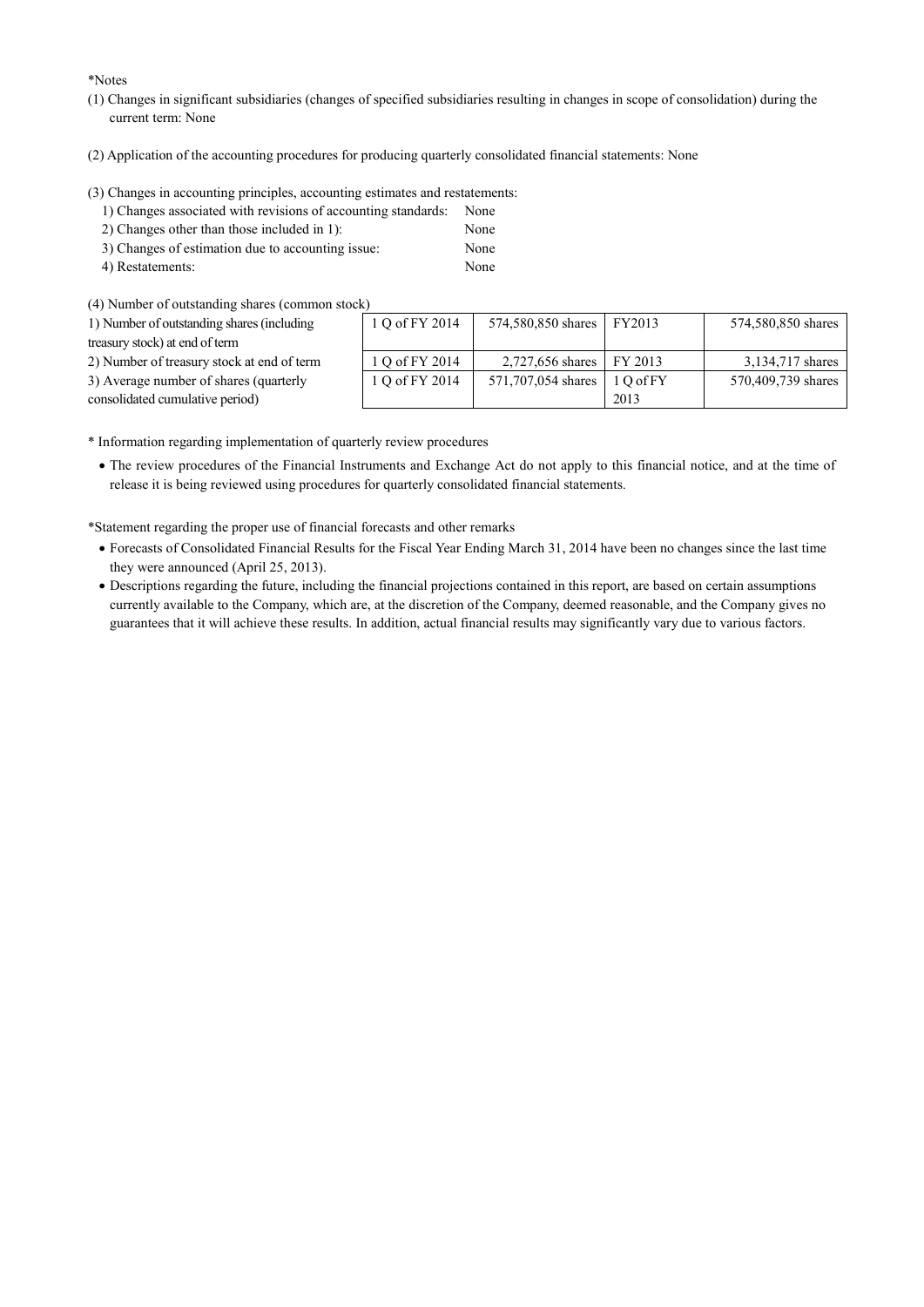*Notes

(1) Changes in significant subsidiaries (changes of specified subsidiaries resulting in changes in scope of consolidation) during the current term: None

(2) Application of the accounting procedures for producing quarterly consolidated financial statements: None

(3) Changes in accounting principles, accounting estimates and restatements:

1) Changes associated with revisions of accounting standards: None
2) Changes other than those included in 1): None
3) Changes of estimation due to accounting issue: None
4) Restatements: None

(4) Number of outstanding shares (common stock)

| | | | | |
|---|---|---|---|---|
| 1) Number of outstanding shares (including treasury stock) at end of term | 1 Q of FY 2014 | 574,580,850 shares | FY2013 | 574,580,850 shares |
| 2) Number of treasury stock at end of term | 1 Q of FY 2014 | 2,727,656 shares | FY 2013 | 3,134,717 shares |
| 3) Average number of shares (quarterly consolidated cumulative period) | 1 Q of FY 2014 | 571,707,054 shares | 1 Q of FY 2013 | 570,409,739 shares |

* Information regarding implementation of quarterly review procedures

- The review procedures of the Financial Instruments and Exchange Act do not apply to this financial notice, and at the time of release it is being reviewed using procedures for quarterly consolidated financial statements.

*Statement regarding the proper use of financial forecasts and other remarks

- Forecasts of Consolidated Financial Results for the Fiscal Year Ending March 31, 2014 have been no changes since the last time they were announced (April 25, 2013).
- Descriptions regarding the future, including the financial projections contained in this report, are based on certain assumptions currently available to the Company, which are, at the discretion of the Company, deemed reasonable, and the Company gives no guarantees that it will achieve these results. In addition, actual financial results may significantly vary due to various factors.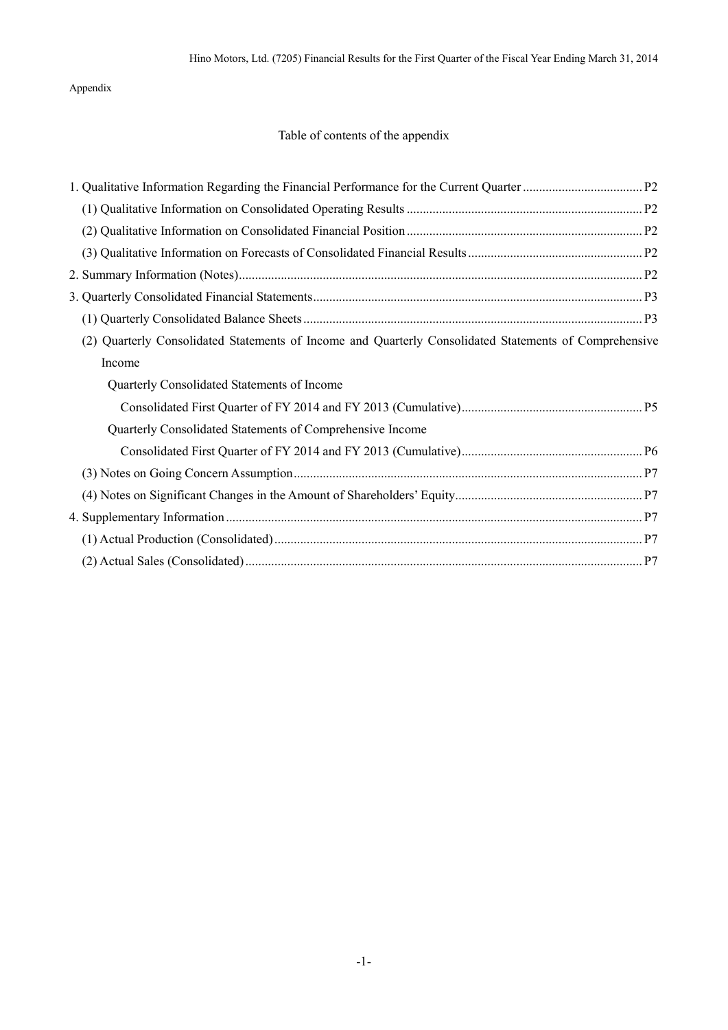Appendix

## Table of contents of the appendix

1. Qualitative Information Regarding the Financial Performance for the Current Quarter ..................................... P2
   (1) Qualitative Information on Consolidated Operating Results ......................................................................... P2
   (2) Qualitative Information on Consolidated Financial Position ......................................................................... P2
   (3) Qualitative Information on Forecasts of Consolidated Financial Results ...................................................... P2
2. Summary Information (Notes)............................................................................................................................. P2
3. Quarterly Consolidated Financial Statements..................................................................................................... P3
   (1) Quarterly Consolidated Balance Sheets ......................................................................................................... P3
   (2) Quarterly Consolidated Statements of Income and Quarterly Consolidated Statements of Comprehensive Income
       Quarterly Consolidated Statements of Income
           Consolidated First Quarter of FY 2014 and FY 2013 (Cumulative)........................................................ P5
       Quarterly Consolidated Statements of Comprehensive Income
           Consolidated First Quarter of FY 2014 and FY 2013 (Cumulative)........................................................ P6
   (3) Notes on Going Concern Assumption........................................................................................................... P7
   (4) Notes on Significant Changes in the Amount of Shareholders' Equity.......................................................... P7
4. Supplementary Information ................................................................................................................................ P7
   (1) Actual Production (Consolidated) ................................................................................................................. P7
   (2) Actual Sales (Consolidated) .......................................................................................................................... P7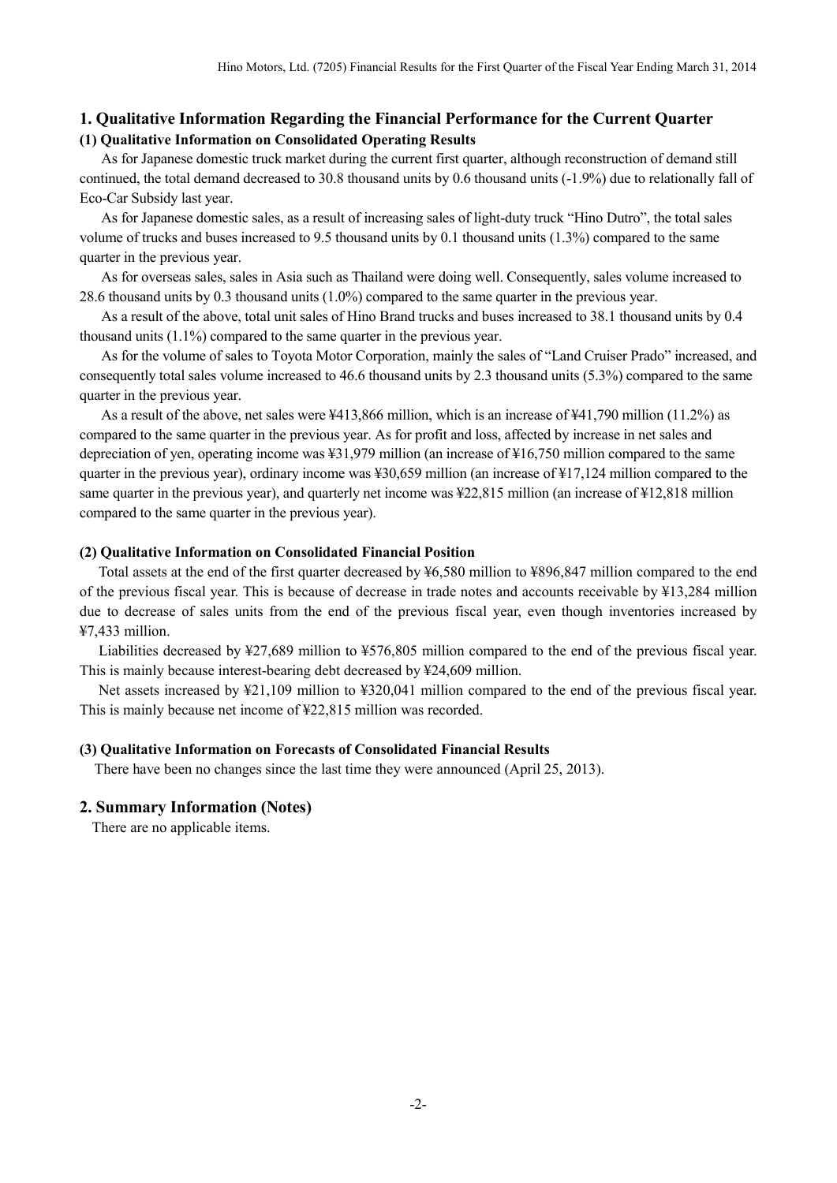## 1. Qualitative Information Regarding the Financial Performance for the Current Quarter

### (1) Qualitative Information on Consolidated Operating Results

As for Japanese domestic truck market during the current first quarter, although reconstruction of demand still continued, the total demand decreased to 30.8 thousand units by 0.6 thousand units (-1.9%) due to relationally fall of Eco-Car Subsidy last year.

As for Japanese domestic sales, as a result of increasing sales of light-duty truck "Hino Dutro", the total sales volume of trucks and buses increased to 9.5 thousand units by 0.1 thousand units (1.3%) compared to the same quarter in the previous year.

As for overseas sales, sales in Asia such as Thailand were doing well. Consequently, sales volume increased to 28.6 thousand units by 0.3 thousand units (1.0%) compared to the same quarter in the previous year.

As a result of the above, total unit sales of Hino Brand trucks and buses increased to 38.1 thousand units by 0.4 thousand units (1.1%) compared to the same quarter in the previous year.

As for the volume of sales to Toyota Motor Corporation, mainly the sales of "Land Cruiser Prado" increased, and consequently total sales volume increased to 46.6 thousand units by 2.3 thousand units (5.3%) compared to the same quarter in the previous year.

As a result of the above, net sales were ¥413,866 million, which is an increase of ¥41,790 million (11.2%) as compared to the same quarter in the previous year. As for profit and loss, affected by increase in net sales and depreciation of yen, operating income was ¥31,979 million (an increase of ¥16,750 million compared to the same quarter in the previous year), ordinary income was ¥30,659 million (an increase of ¥17,124 million compared to the same quarter in the previous year), and quarterly net income was ¥22,815 million (an increase of ¥12,818 million compared to the same quarter in the previous year).

### (2) Qualitative Information on Consolidated Financial Position

Total assets at the end of the first quarter decreased by ¥6,580 million to ¥896,847 million compared to the end of the previous fiscal year. This is because of decrease in trade notes and accounts receivable by ¥13,284 million due to decrease of sales units from the end of the previous fiscal year, even though inventories increased by ¥7,433 million.

Liabilities decreased by ¥27,689 million to ¥576,805 million compared to the end of the previous fiscal year. This is mainly because interest-bearing debt decreased by ¥24,609 million.

Net assets increased by ¥21,109 million to ¥320,041 million compared to the end of the previous fiscal year. This is mainly because net income of ¥22,815 million was recorded.

### (3) Qualitative Information on Forecasts of Consolidated Financial Results

There have been no changes since the last time they were announced (April 25, 2013).

## 2. Summary Information (Notes)

There are no applicable items.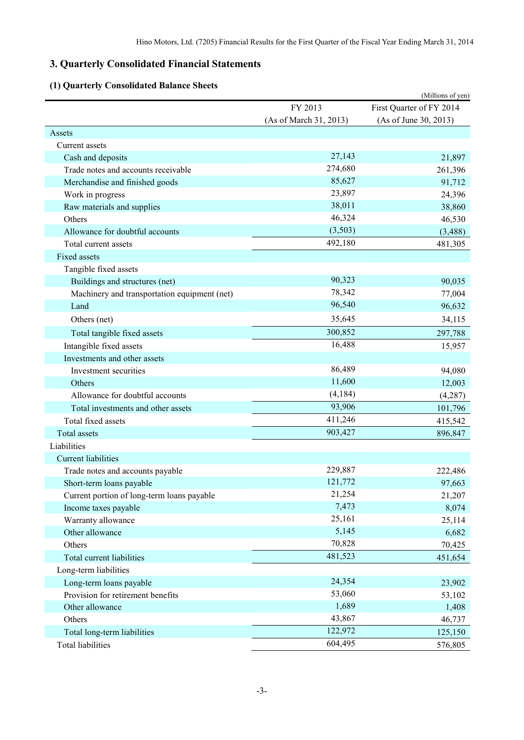## 3. Quarterly Consolidated Financial Statements

### (1) Quarterly Consolidated Balance Sheets

(Millions of yen)

| | FY 2013 (As of March 31, 2013) | First Quarter of FY 2014 (As of June 30, 2013) |
|---|---|---|
| Assets | | |
| Current assets | | |
| Cash and deposits | 27,143 | 21,897 |
| Trade notes and accounts receivable | 274,680 | 261,396 |
| Merchandise and finished goods | 85,627 | 91,712 |
| Work in progress | 23,897 | 24,396 |
| Raw materials and supplies | 38,011 | 38,860 |
| Others | 46,324 | 46,530 |
| Allowance for doubtful accounts | (3,503) | (3,488) |
| Total current assets | 492,180 | 481,305 |
| Fixed assets | | |
| Tangible fixed assets | | |
| Buildings and structures (net) | 90,323 | 90,035 |
| Machinery and transportation equipment (net) | 78,342 | 77,004 |
| Land | 96,540 | 96,632 |
| Others (net) | 35,645 | 34,115 |
| Total tangible fixed assets | 300,852 | 297,788 |
| Intangible fixed assets | 16,488 | 15,957 |
| Investments and other assets | | |
| Investment securities | 86,489 | 94,080 |
| Others | 11,600 | 12,003 |
| Allowance for doubtful accounts | (4,184) | (4,287) |
| Total investments and other assets | 93,906 | 101,796 |
| Total fixed assets | 411,246 | 415,542 |
| Total assets | 903,427 | 896,847 |
| Liabilities | | |
| Current liabilities | | |
| Trade notes and accounts payable | 229,887 | 222,486 |
| Short-term loans payable | 121,772 | 97,663 |
| Current portion of long-term loans payable | 21,254 | 21,207 |
| Income taxes payable | 7,473 | 8,074 |
| Warranty allowance | 25,161 | 25,114 |
| Other allowance | 5,145 | 6,682 |
| Others | 70,828 | 70,425 |
| Total current liabilities | 481,523 | 451,654 |
| Long-term liabilities | | |
| Long-term loans payable | 24,354 | 23,902 |
| Provision for retirement benefits | 53,060 | 53,102 |
| Other allowance | 1,689 | 1,408 |
| Others | 43,867 | 46,737 |
| Total long-term liabilities | 122,972 | 125,150 |
| Total liabilities | 604,495 | 576,805 |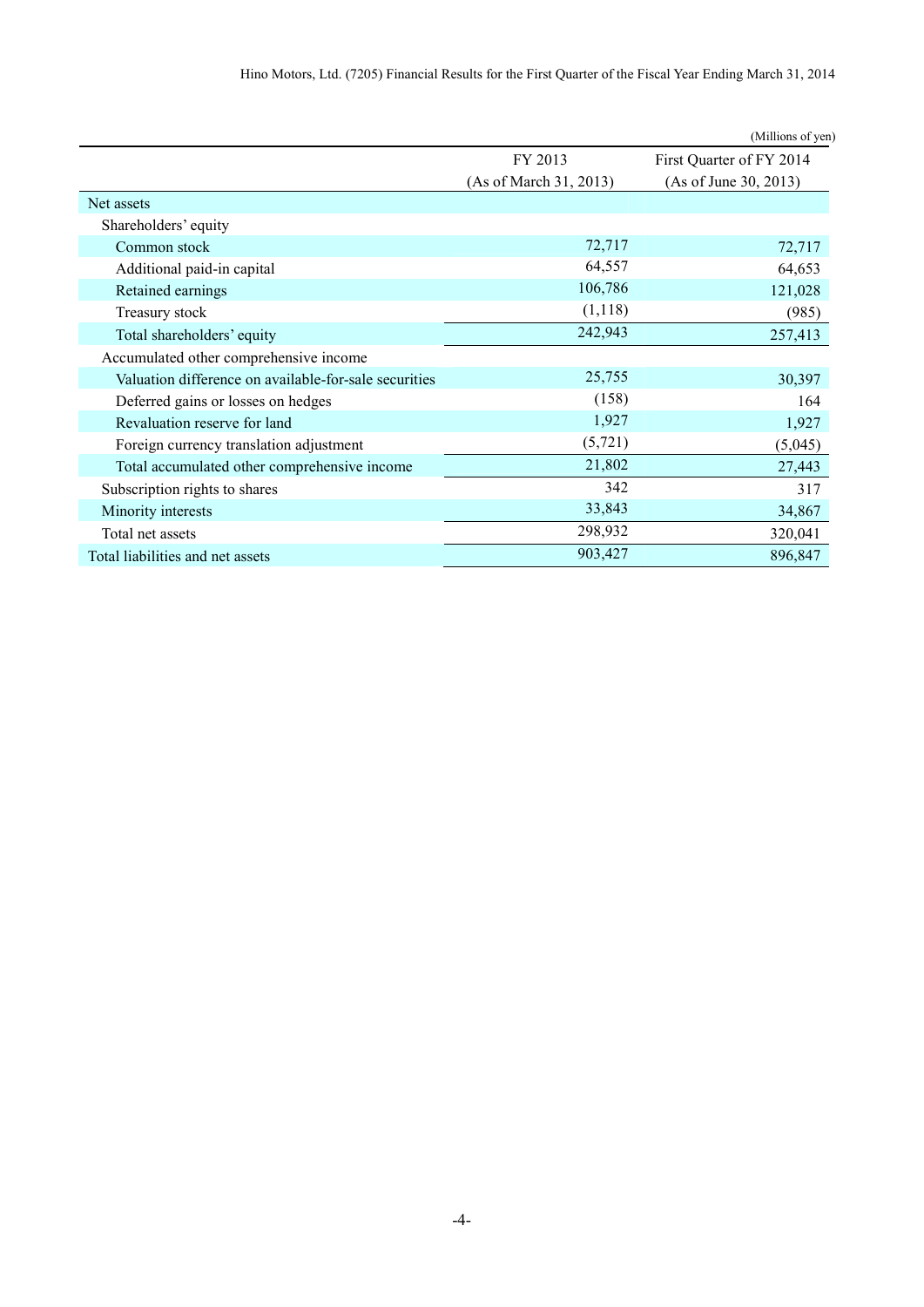(Millions of yen)

| | FY 2013 (As of March 31, 2013) | First Quarter of FY 2014 (As of June 30, 2013) |
|---|---|---|
| Net assets | | |
| Shareholders' equity | | |
| Common stock | 72,717 | 72,717 |
| Additional paid-in capital | 64,557 | 64,653 |
| Retained earnings | 106,786 | 121,028 |
| Treasury stock | (1,118) | (985) |
| Total shareholders' equity | 242,943 | 257,413 |
| Accumulated other comprehensive income | | |
| Valuation difference on available-for-sale securities | 25,755 | 30,397 |
| Deferred gains or losses on hedges | (158) | 164 |
| Revaluation reserve for land | 1,927 | 1,927 |
| Foreign currency translation adjustment | (5,721) | (5,045) |
| Total accumulated other comprehensive income | 21,802 | 27,443 |
| Subscription rights to shares | 342 | 317 |
| Minority interests | 33,843 | 34,867 |
| Total net assets | 298,932 | 320,041 |
| Total liabilities and net assets | 903,427 | 896,847 |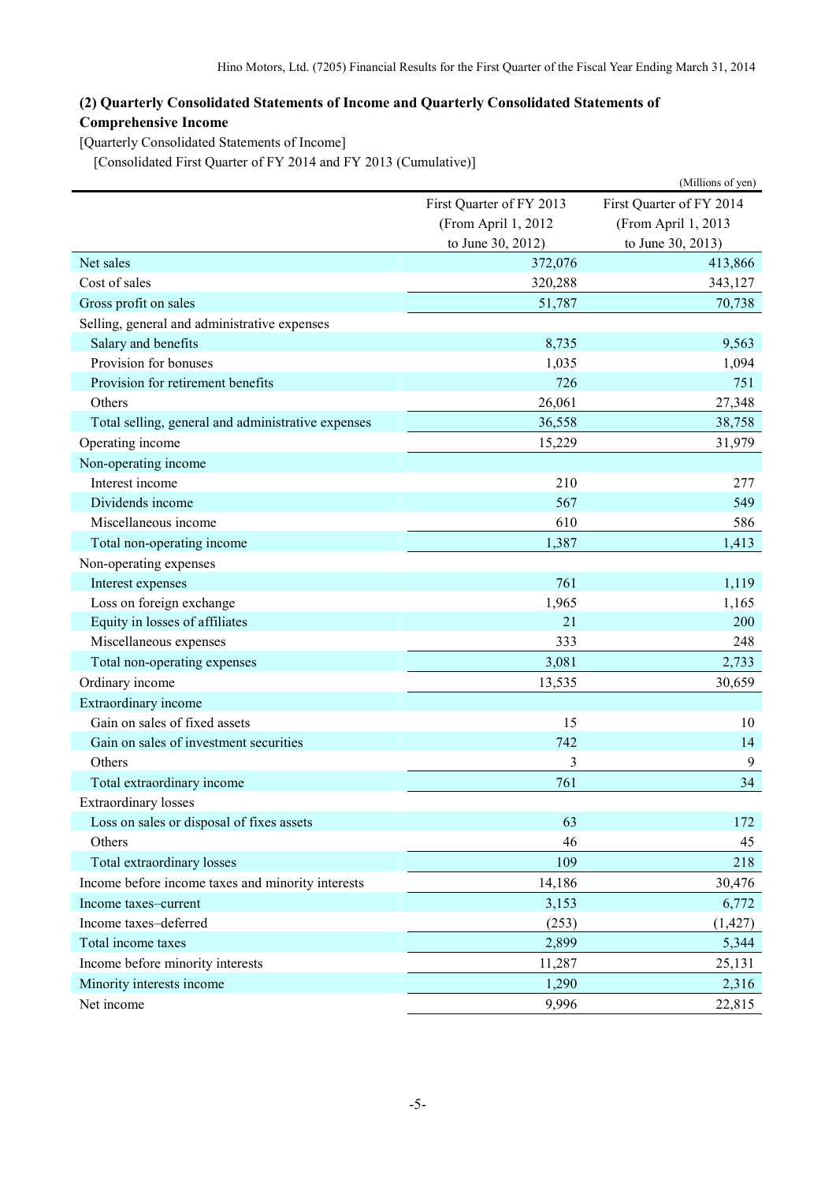### (2) Quarterly Consolidated Statements of Income and Quarterly Consolidated Statements of Comprehensive Income

[Quarterly Consolidated Statements of Income]

[Consolidated First Quarter of FY 2014 and FY 2013 (Cumulative)]

(Millions of yen)

| | First Quarter of FY 2013 (From April 1, 2012 to June 30, 2012) | First Quarter of FY 2014 (From April 1, 2013 to June 30, 2013) |
|---|---|---|
| Net sales | 372,076 | 413,866 |
| Cost of sales | 320,288 | 343,127 |
| Gross profit on sales | 51,787 | 70,738 |
| Selling, general and administrative expenses | | |
| Salary and benefits | 8,735 | 9,563 |
| Provision for bonuses | 1,035 | 1,094 |
| Provision for retirement benefits | 726 | 751 |
| Others | 26,061 | 27,348 |
| Total selling, general and administrative expenses | 36,558 | 38,758 |
| Operating income | 15,229 | 31,979 |
| Non-operating income | | |
| Interest income | 210 | 277 |
| Dividends income | 567 | 549 |
| Miscellaneous income | 610 | 586 |
| Total non-operating income | 1,387 | 1,413 |
| Non-operating expenses | | |
| Interest expenses | 761 | 1,119 |
| Loss on foreign exchange | 1,965 | 1,165 |
| Equity in losses of affiliates | 21 | 200 |
| Miscellaneous expenses | 333 | 248 |
| Total non-operating expenses | 3,081 | 2,733 |
| Ordinary income | 13,535 | 30,659 |
| Extraordinary income | | |
| Gain on sales of fixed assets | 15 | 10 |
| Gain on sales of investment securities | 742 | 14 |
| Others | 3 | 9 |
| Total extraordinary income | 761 | 34 |
| Extraordinary losses | | |
| Loss on sales or disposal of fixes assets | 63 | 172 |
| Others | 46 | 45 |
| Total extraordinary losses | 109 | 218 |
| Income before income taxes and minority interests | 14,186 | 30,476 |
| Income taxes–current | 3,153 | 6,772 |
| Income taxes–deferred | (253) | (1,427) |
| Total income taxes | 2,899 | 5,344 |
| Income before minority interests | 11,287 | 25,131 |
| Minority interests income | 1,290 | 2,316 |
| Net income | 9,996 | 22,815 |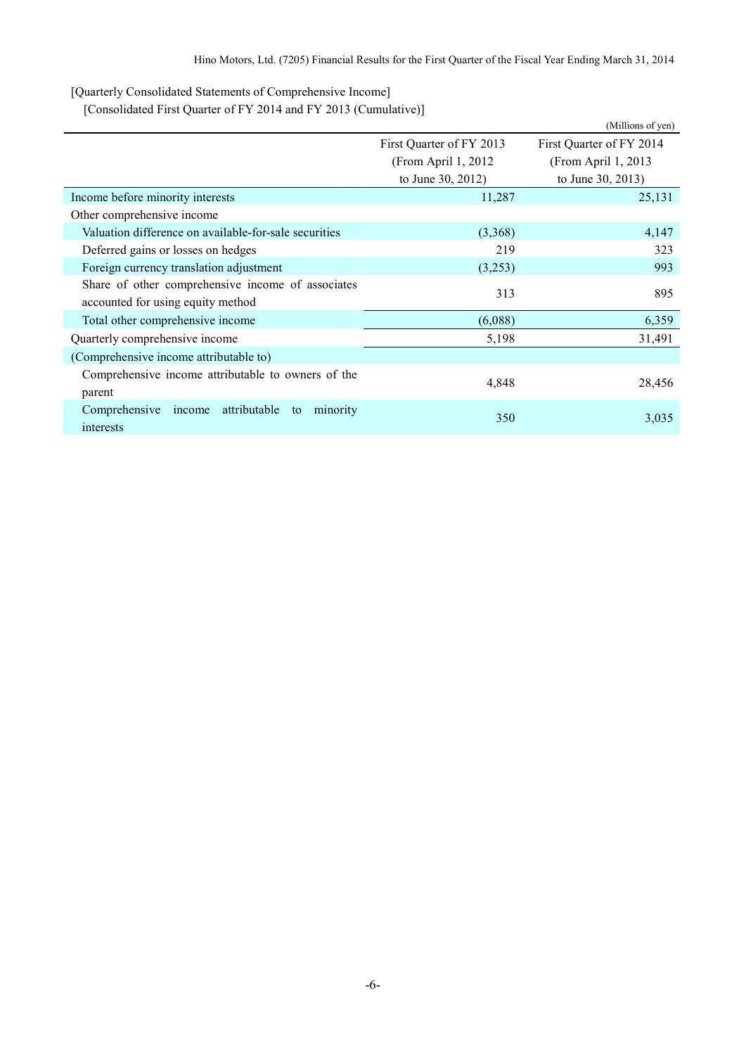[Quarterly Consolidated Statements of Comprehensive Income]

[Consolidated First Quarter of FY 2014 and FY 2013 (Cumulative)]

(Millions of yen)

| | First Quarter of FY 2013 (From April 1, 2012 to June 30, 2012) | First Quarter of FY 2014 (From April 1, 2013 to June 30, 2013) |
|---|---|---|
| Income before minority interests | 11,287 | 25,131 |
| Other comprehensive income | | |
| Valuation difference on available-for-sale securities | (3,368) | 4,147 |
| Deferred gains or losses on hedges | 219 | 323 |
| Foreign currency translation adjustment | (3,253) | 993 |
| Share of other comprehensive income of associates accounted for using equity method | 313 | 895 |
| Total other comprehensive income | (6,088) | 6,359 |
| Quarterly comprehensive income | 5,198 | 31,491 |
| (Comprehensive income attributable to) | | |
| Comprehensive income attributable to owners of the parent | 4,848 | 28,456 |
| Comprehensive income attributable to minority interests | 350 | 3,035 |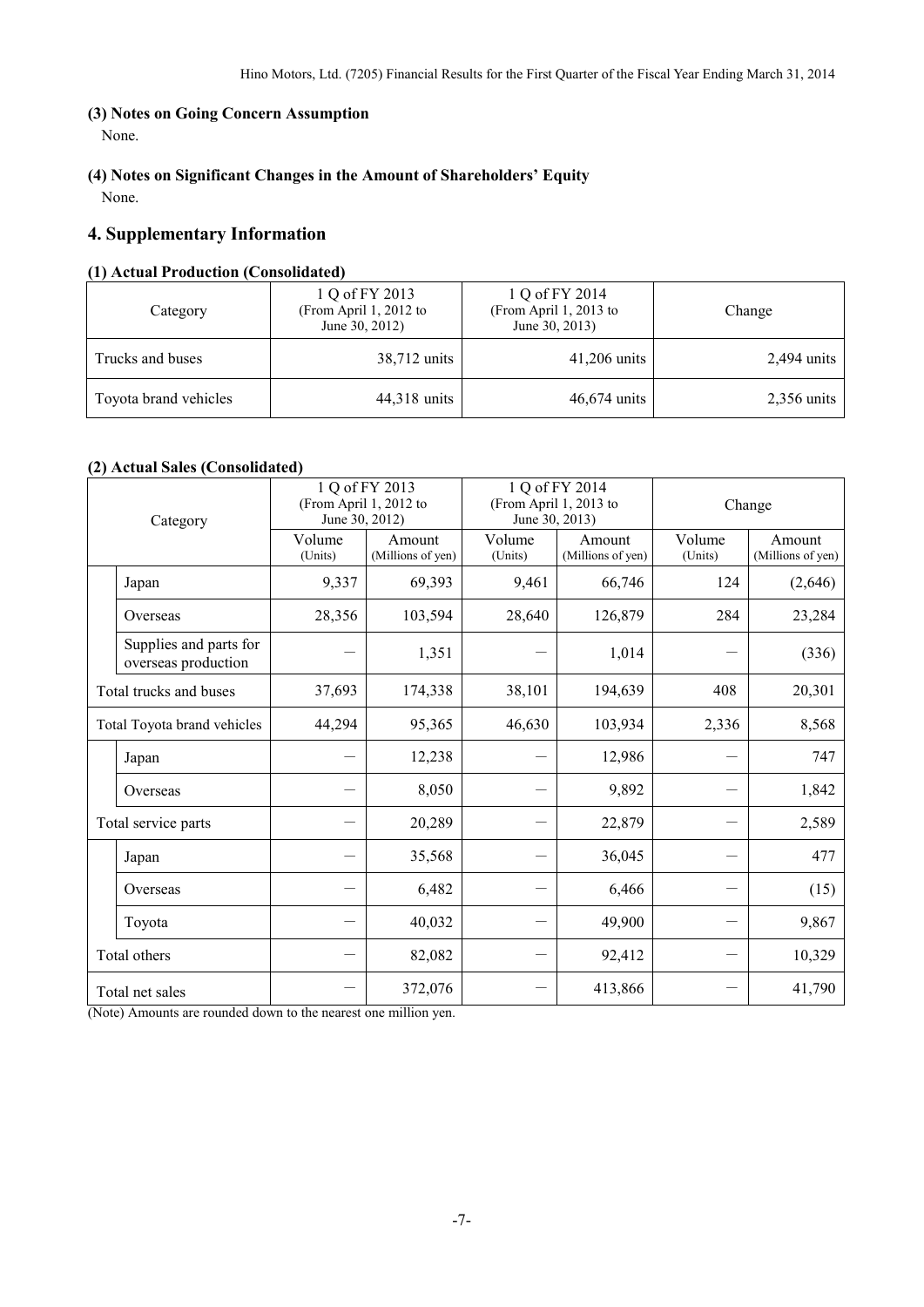### (3) Notes on Going Concern Assumption

None.

### (4) Notes on Significant Changes in the Amount of Shareholders' Equity

None.

## 4. Supplementary Information

### (1) Actual Production (Consolidated)

| Category | 1 Q of FY 2013 (From April 1, 2012 to June 30, 2012) | 1 Q of FY 2014 (From April 1, 2013 to June 30, 2013) | Change |
|---|---|---|---|
| Trucks and buses | 38,712 units | 41,206 units | 2,494 units |
| Toyota brand vehicles | 44,318 units | 46,674 units | 2,356 units |

### (2) Actual Sales (Consolidated)

| Category | | 1 Q of FY 2013 (From April 1, 2012 to June 30, 2012) | | 1 Q of FY 2014 (From April 1, 2013 to June 30, 2013) | | Change | |
|---|---|---|---|---|---|---|---|
| | | Volume (Units) | Amount (Millions of yen) | Volume (Units) | Amount (Millions of yen) | Volume (Units) | Amount (Millions of yen) |
| | Japan | 9,337 | 69,393 | 9,461 | 66,746 | 124 | (2,646) |
| | Overseas | 28,356 | 103,594 | 28,640 | 126,879 | 284 | 23,284 |
| | Supplies and parts for overseas production | ― | 1,351 | ― | 1,014 | ― | (336) |
| Total trucks and buses | | 37,693 | 174,338 | 38,101 | 194,639 | 408 | 20,301 |
| Total Toyota brand vehicles | | 44,294 | 95,365 | 46,630 | 103,934 | 2,336 | 8,568 |
| | Japan | ― | 12,238 | ― | 12,986 | ― | 747 |
| | Overseas | ― | 8,050 | ― | 9,892 | ― | 1,842 |
| Total service parts | | ― | 20,289 | ― | 22,879 | ― | 2,589 |
| | Japan | ― | 35,568 | ― | 36,045 | ― | 477 |
| | Overseas | ― | 6,482 | ― | 6,466 | ― | (15) |
| | Toyota | ― | 40,032 | ― | 49,900 | ― | 9,867 |
| Total others | | ― | 82,082 | ― | 92,412 | ― | 10,329 |
| Total net sales | | ― | 372,076 | ― | 413,866 | ― | 41,790 |

(Note) Amounts are rounded down to the nearest one million yen.